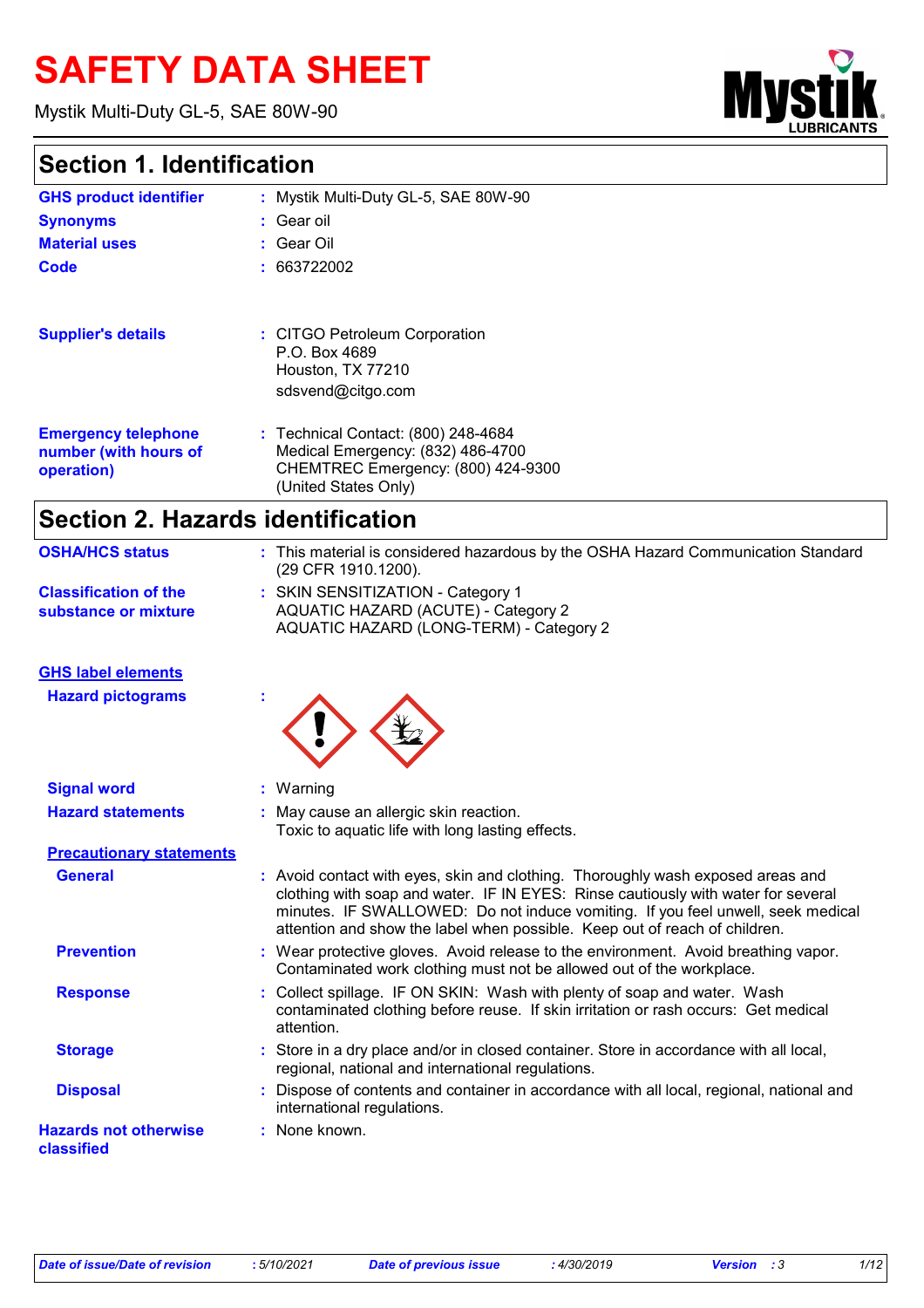# SAFETY DATA SHEET

Mystik Multi-Duty GL-5, SAE 80W-90

## Section 1. Identification

| | |
|---|---|
| **GHS product identifier** | : Mystik Multi-Duty GL-5, SAE 80W-90 |
| **Synonyms** | : Gear oil |
| **Material uses** | : Gear Oil |
| **Code** | : 663722002 |
| **Supplier's details** | : CITGO Petroleum Corporation<br>P.O. Box 4689<br>Houston, TX 77210<br>sdsvend@citgo.com |
| **Emergency telephone number (with hours of operation)** | : Technical Contact: (800) 248-4684<br>Medical Emergency: (832) 486-4700<br>CHEMTREC Emergency: (800) 424-9300<br>(United States Only) |

## Section 2. Hazards identification

| | |
|---|---|
| **OSHA/HCS status** | : This material is considered hazardous by the OSHA Hazard Communication Standard (29 CFR 1910.1200). |
| **Classification of the substance or mixture** | : SKIN SENSITIZATION - Category 1<br>AQUATIC HAZARD (ACUTE) - Category 2<br>AQUATIC HAZARD (LONG-TERM) - Category 2 |

**GHS label elements**

| | |
|---|---|
| **Hazard pictograms** | : |
| **Signal word** | : Warning |
| **Hazard statements** | : May cause an allergic skin reaction.<br>Toxic to aquatic life with long lasting effects. |

**Precautionary statements**

| | |
|---|---|
| **General** | : Avoid contact with eyes, skin and clothing. Thoroughly wash exposed areas and clothing with soap and water. IF IN EYES: Rinse cautiously with water for several minutes. IF SWALLOWED: Do not induce vomiting. If you feel unwell, seek medical attention and show the label when possible. Keep out of reach of children. |
| **Prevention** | : Wear protective gloves. Avoid release to the environment. Avoid breathing vapor. Contaminated work clothing must not be allowed out of the workplace. |
| **Response** | : Collect spillage. IF ON SKIN: Wash with plenty of soap and water. Wash contaminated clothing before reuse. If skin irritation or rash occurs: Get medical attention. |
| **Storage** | : Store in a dry place and/or in closed container. Store in accordance with all local, regional, national and international regulations. |
| **Disposal** | : Dispose of contents and container in accordance with all local, regional, national and international regulations. |
| **Hazards not otherwise classified** | : None known. |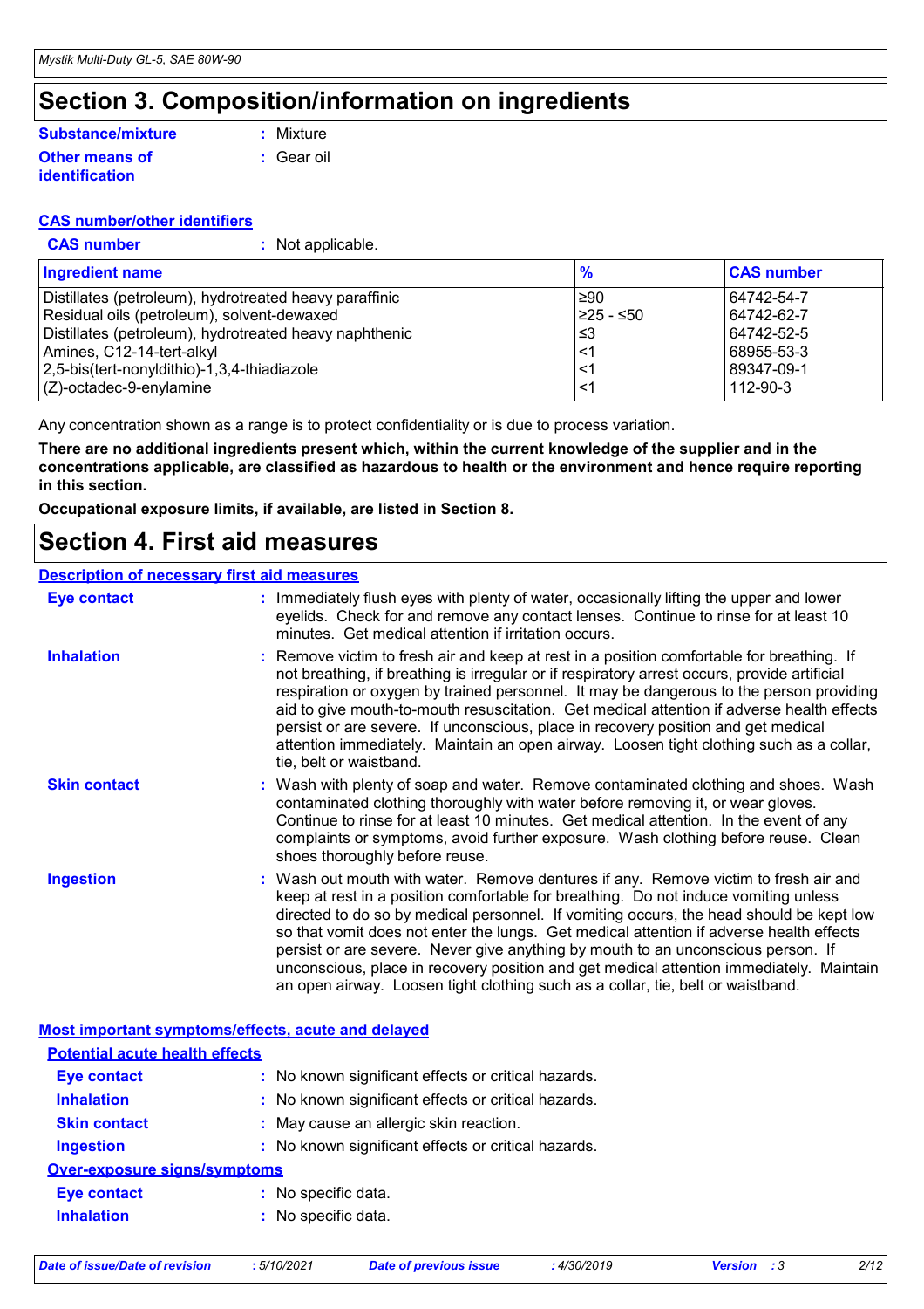# Section 3. Composition/information on ingredients

**Substance/mixture** : Mixture

**Other means of identification** : Gear oil

**CAS number/other identifiers**

**CAS number** : Not applicable.

| Ingredient name | % | CAS number |
|---|---|---|
| Distillates (petroleum), hydrotreated heavy paraffinic | ≥90 | 64742-54-7 |
| Residual oils (petroleum), solvent-dewaxed | ≥25 - ≤50 | 64742-62-7 |
| Distillates (petroleum), hydrotreated heavy naphthenic | ≤3 | 64742-52-5 |
| Amines, C12-14-tert-alkyl | <1 | 68955-53-3 |
| 2,5-bis(tert-nonyldithio)-1,3,4-thiadiazole | <1 | 89347-09-1 |
| (Z)-octadec-9-enylamine | <1 | 112-90-3 |

Any concentration shown as a range is to protect confidentiality or is due to process variation.

**There are no additional ingredients present which, within the current knowledge of the supplier and in the concentrations applicable, are classified as hazardous to health or the environment and hence require reporting in this section.**

**Occupational exposure limits, if available, are listed in Section 8.**

# Section 4. First aid measures

**Description of necessary first aid measures**

**Eye contact** : Immediately flush eyes with plenty of water, occasionally lifting the upper and lower eyelids. Check for and remove any contact lenses. Continue to rinse for at least 10 minutes. Get medical attention if irritation occurs.

**Inhalation** : Remove victim to fresh air and keep at rest in a position comfortable for breathing. If not breathing, if breathing is irregular or if respiratory arrest occurs, provide artificial respiration or oxygen by trained personnel. It may be dangerous to the person providing aid to give mouth-to-mouth resuscitation. Get medical attention if adverse health effects persist or are severe. If unconscious, place in recovery position and get medical attention immediately. Maintain an open airway. Loosen tight clothing such as a collar, tie, belt or waistband.

**Skin contact** : Wash with plenty of soap and water. Remove contaminated clothing and shoes. Wash contaminated clothing thoroughly with water before removing it, or wear gloves. Continue to rinse for at least 10 minutes. Get medical attention. In the event of any complaints or symptoms, avoid further exposure. Wash clothing before reuse. Clean shoes thoroughly before reuse.

**Ingestion** : Wash out mouth with water. Remove dentures if any. Remove victim to fresh air and keep at rest in a position comfortable for breathing. Do not induce vomiting unless directed to do so by medical personnel. If vomiting occurs, the head should be kept low so that vomit does not enter the lungs. Get medical attention if adverse health effects persist or are severe. Never give anything by mouth to an unconscious person. If unconscious, place in recovery position and get medical attention immediately. Maintain an open airway. Loosen tight clothing such as a collar, tie, belt or waistband.

**Most important symptoms/effects, acute and delayed**

**Potential acute health effects**

**Eye contact** : No known significant effects or critical hazards.

**Inhalation** : No known significant effects or critical hazards.

**Skin contact** : May cause an allergic skin reaction.

**Ingestion** : No known significant effects or critical hazards.

**Over-exposure signs/symptoms**

**Eye contact** : No specific data.

**Inhalation** : No specific data.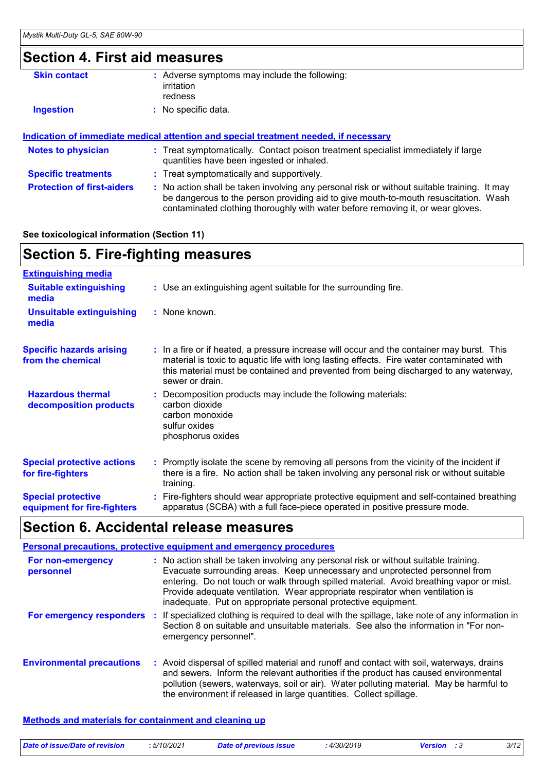## Section 4. First aid measures

**Skin contact** : Adverse symptoms may include the following:
irritation
redness

**Ingestion** : No specific data.

**Indication of immediate medical attention and special treatment needed, if necessary**

**Notes to physician** : Treat symptomatically. Contact poison treatment specialist immediately if large quantities have been ingested or inhaled.

**Specific treatments** : Treat symptomatically and supportively.

**Protection of first-aiders** : No action shall be taken involving any personal risk or without suitable training. It may be dangerous to the person providing aid to give mouth-to-mouth resuscitation. Wash contaminated clothing thoroughly with water before removing it, or wear gloves.

**See toxicological information (Section 11)**

## Section 5. Fire-fighting measures

**Extinguishing media**

**Suitable extinguishing media** : Use an extinguishing agent suitable for the surrounding fire.

**Unsuitable extinguishing media** : None known.

**Specific hazards arising from the chemical** : In a fire or if heated, a pressure increase will occur and the container may burst. This material is toxic to aquatic life with long lasting effects. Fire water contaminated with this material must be contained and prevented from being discharged to any waterway, sewer or drain.

**Hazardous thermal decomposition products** : Decomposition products may include the following materials:
carbon dioxide
carbon monoxide
sulfur oxides
phosphorus oxides

**Special protective actions for fire-fighters** : Promptly isolate the scene by removing all persons from the vicinity of the incident if there is a fire. No action shall be taken involving any personal risk or without suitable training.

**Special protective equipment for fire-fighters** : Fire-fighters should wear appropriate protective equipment and self-contained breathing apparatus (SCBA) with a full face-piece operated in positive pressure mode.

## Section 6. Accidental release measures

**Personal precautions, protective equipment and emergency procedures**

**For non-emergency personnel** : No action shall be taken involving any personal risk or without suitable training. Evacuate surrounding areas. Keep unnecessary and unprotected personnel from entering. Do not touch or walk through spilled material. Avoid breathing vapor or mist. Provide adequate ventilation. Wear appropriate respirator when ventilation is inadequate. Put on appropriate personal protective equipment.

**For emergency responders** : If specialized clothing is required to deal with the spillage, take note of any information in Section 8 on suitable and unsuitable materials. See also the information in "For non-emergency personnel".

**Environmental precautions** : Avoid dispersal of spilled material and runoff and contact with soil, waterways, drains and sewers. Inform the relevant authorities if the product has caused environmental pollution (sewers, waterways, soil or air). Water polluting material. May be harmful to the environment if released in large quantities. Collect spillage.

**Methods and materials for containment and cleaning up**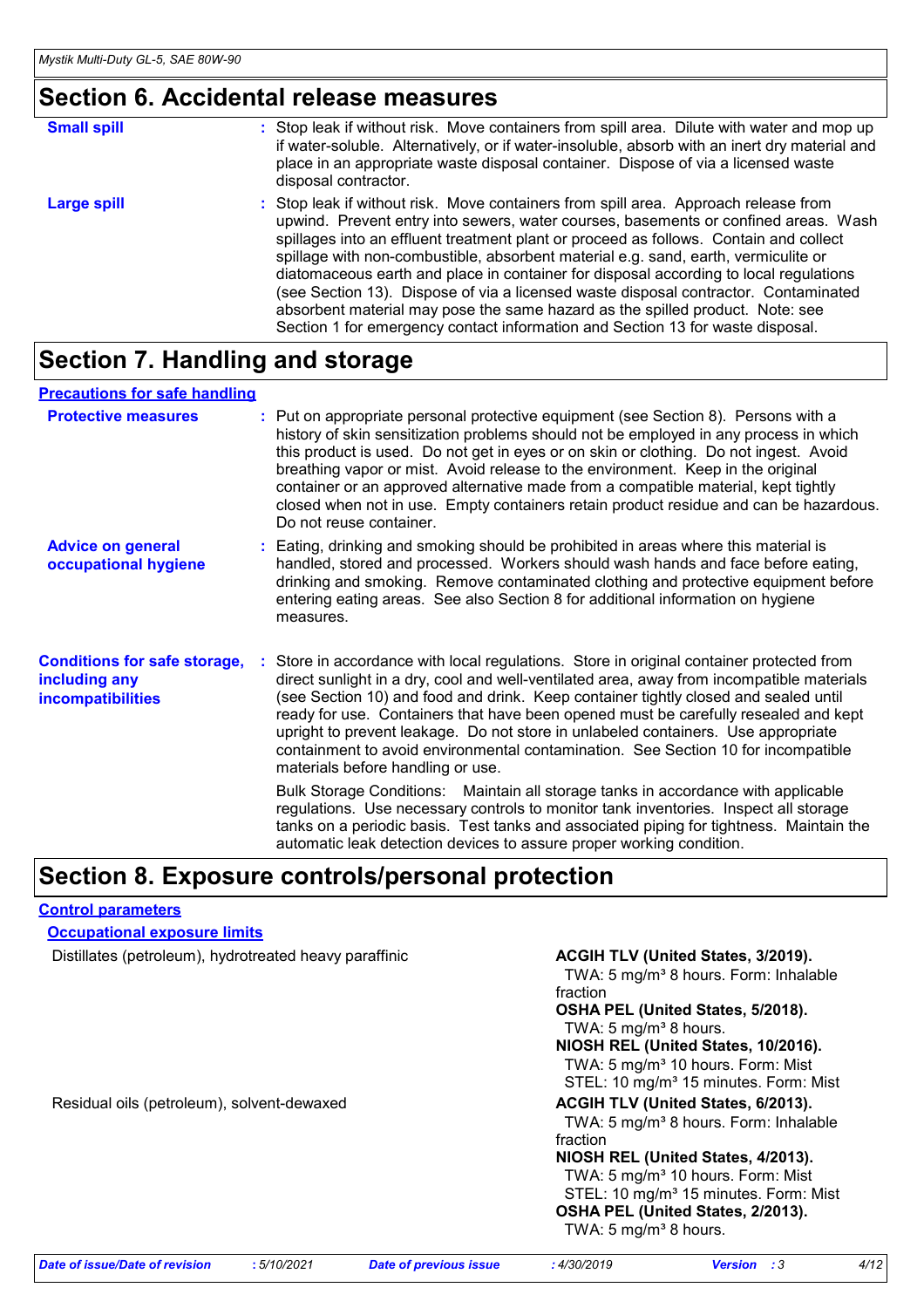## Section 6. Accidental release measures

| | |
|---|---|
| **Small spill** | Stop leak if without risk. Move containers from spill area. Dilute with water and mop up if water-soluble. Alternatively, or if water-insoluble, absorb with an inert dry material and place in an appropriate waste disposal container. Dispose of via a licensed waste disposal contractor. |
| **Large spill** | Stop leak if without risk. Move containers from spill area. Approach release from upwind. Prevent entry into sewers, water courses, basements or confined areas. Wash spillages into an effluent treatment plant or proceed as follows. Contain and collect spillage with non-combustible, absorbent material e.g. sand, earth, vermiculite or diatomaceous earth and place in container for disposal according to local regulations (see Section 13). Dispose of via a licensed waste disposal contractor. Contaminated absorbent material may pose the same hazard as the spilled product. Note: see Section 1 for emergency contact information and Section 13 for waste disposal. |

## Section 7. Handling and storage

### Precautions for safe handling

| | |
|---|---|
| **Protective measures** | Put on appropriate personal protective equipment (see Section 8). Persons with a history of skin sensitization problems should not be employed in any process in which this product is used. Do not get in eyes or on skin or clothing. Do not ingest. Avoid breathing vapor or mist. Avoid release to the environment. Keep in the original container or an approved alternative made from a compatible material, kept tightly closed when not in use. Empty containers retain product residue and can be hazardous. Do not reuse container. |
| **Advice on general occupational hygiene** | Eating, drinking and smoking should be prohibited in areas where this material is handled, stored and processed. Workers should wash hands and face before eating, drinking and smoking. Remove contaminated clothing and protective equipment before entering eating areas. See also Section 8 for additional information on hygiene measures. |
| **Conditions for safe storage, including any incompatibilities** | Store in accordance with local regulations. Store in original container protected from direct sunlight in a dry, cool and well-ventilated area, away from incompatible materials (see Section 10) and food and drink. Keep container tightly closed and sealed until ready for use. Containers that have been opened must be carefully resealed and kept upright to prevent leakage. Do not store in unlabeled containers. Use appropriate containment to avoid environmental contamination. See Section 10 for incompatible materials before handling or use.<br><br>Bulk Storage Conditions: Maintain all storage tanks in accordance with applicable regulations. Use necessary controls to monitor tank inventories. Inspect all storage tanks on a periodic basis. Test tanks and associated piping for tightness. Maintain the automatic leak detection devices to assure proper working condition. |

## Section 8. Exposure controls/personal protection

### Control parameters

#### Occupational exposure limits

| Ingredient name | Exposure limits |
|---|---|
| Distillates (petroleum), hydrotreated heavy paraffinic | **ACGIH TLV (United States, 3/2019).**<br>TWA: 5 mg/m³ 8 hours. Form: Inhalable fraction<br>**OSHA PEL (United States, 5/2018).**<br>TWA: 5 mg/m³ 8 hours.<br>**NIOSH REL (United States, 10/2016).**<br>TWA: 5 mg/m³ 10 hours. Form: Mist<br>STEL: 10 mg/m³ 15 minutes. Form: Mist |
| Residual oils (petroleum), solvent-dewaxed | **ACGIH TLV (United States, 6/2013).**<br>TWA: 5 mg/m³ 8 hours. Form: Inhalable fraction<br>**NIOSH REL (United States, 4/2013).**<br>TWA: 5 mg/m³ 10 hours. Form: Mist<br>STEL: 10 mg/m³ 15 minutes. Form: Mist<br>**OSHA PEL (United States, 2/2013).**<br>TWA: 5 mg/m³ 8 hours. |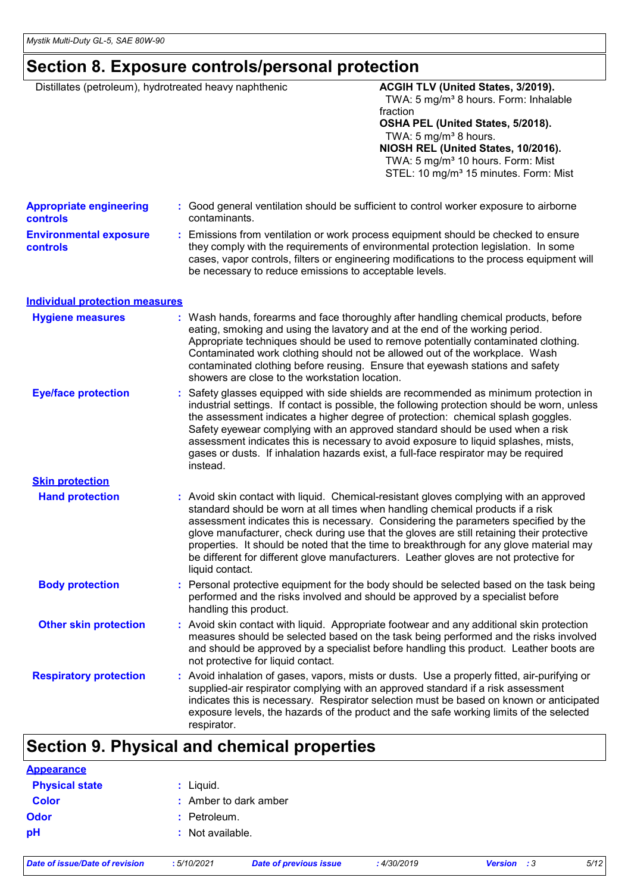## Section 8. Exposure controls/personal protection

| | |
|---|---|
| Distillates (petroleum), hydrotreated heavy naphthenic | **ACGIH TLV (United States, 3/2019).**<br>TWA: 5 mg/m³ 8 hours. Form: Inhalable fraction<br>**OSHA PEL (United States, 5/2018).**<br>TWA: 5 mg/m³ 8 hours.<br>**NIOSH REL (United States, 10/2016).**<br>TWA: 5 mg/m³ 10 hours. Form: Mist<br>STEL: 10 mg/m³ 15 minutes. Form: Mist |

**Appropriate engineering controls** : Good general ventilation should be sufficient to control worker exposure to airborne contaminants.

**Environmental exposure controls** : Emissions from ventilation or work process equipment should be checked to ensure they comply with the requirements of environmental protection legislation. In some cases, vapor controls, filters or engineering modifications to the process equipment will be necessary to reduce emissions to acceptable levels.

### Individual protection measures

**Hygiene measures** : Wash hands, forearms and face thoroughly after handling chemical products, before eating, smoking and using the lavatory and at the end of the working period. Appropriate techniques should be used to remove potentially contaminated clothing. Contaminated work clothing should not be allowed out of the workplace. Wash contaminated clothing before reusing. Ensure that eyewash stations and safety showers are close to the workstation location.

**Eye/face protection** : Safety glasses equipped with side shields are recommended as minimum protection in industrial settings. If contact is possible, the following protection should be worn, unless the assessment indicates a higher degree of protection: chemical splash goggles. Safety eyewear complying with an approved standard should be used when a risk assessment indicates this is necessary to avoid exposure to liquid splashes, mists, gases or dusts. If inhalation hazards exist, a full-face respirator may be required instead.

#### Skin protection

**Hand protection** : Avoid skin contact with liquid. Chemical-resistant gloves complying with an approved standard should be worn at all times when handling chemical products if a risk assessment indicates this is necessary. Considering the parameters specified by the glove manufacturer, check during use that the gloves are still retaining their protective properties. It should be noted that the time to breakthrough for any glove material may be different for different glove manufacturers. Leather gloves are not protective for liquid contact.

**Body protection** : Personal protective equipment for the body should be selected based on the task being performed and the risks involved and should be approved by a specialist before handling this product.

**Other skin protection** : Avoid skin contact with liquid. Appropriate footwear and any additional skin protection measures should be selected based on the task being performed and the risks involved and should be approved by a specialist before handling this product. Leather boots are not protective for liquid contact.

**Respiratory protection** : Avoid inhalation of gases, vapors, mists or dusts. Use a properly fitted, air-purifying or supplied-air respirator complying with an approved standard if a risk assessment indicates this is necessary. Respirator selection must be based on known or anticipated exposure levels, the hazards of the product and the safe working limits of the selected respirator.

## Section 9. Physical and chemical properties

### Appearance

**Physical state** : Liquid.

**Color** : Amber to dark amber

**Odor** : Petroleum.

**pH** : Not available.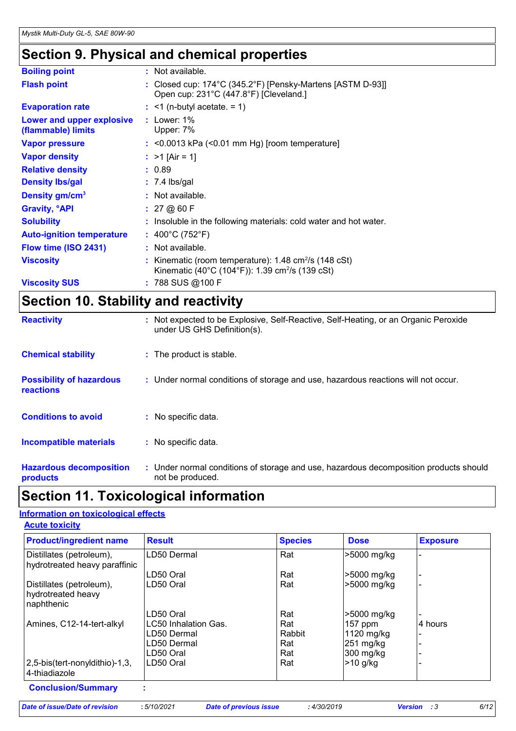# Section 9. Physical and chemical properties

| | | |
|---|---|---|
| **Boiling point** | : | Not available. |
| **Flash point** | : | Closed cup: 174°C (345.2°F) [Pensky-Martens [ASTM D-93]]<br>Open cup: 231°C (447.8°F) [Cleveland.] |
| **Evaporation rate** | : | <1 (n-butyl acetate. = 1) |
| **Lower and upper explosive (flammable) limits** | : | Lower: 1%<br>Upper: 7% |
| **Vapor pressure** | : | <0.0013 kPa (<0.01 mm Hg) [room temperature] |
| **Vapor density** | : | >1 [Air = 1] |
| **Relative density** | : | 0.89 |
| **Density lbs/gal** | : | 7.4 lbs/gal |
| **Density gm/cm$^3$** | : | Not available. |
| **Gravity, °API** | : | 27 @ 60 F |
| **Solubility** | : | Insoluble in the following materials: cold water and hot water. |
| **Auto-ignition temperature** | : | 400°C (752°F) |
| **Flow time (ISO 2431)** | : | Not available. |
| **Viscosity** | : | Kinematic (room temperature): 1.48 cm$^2$/s (148 cSt)<br>Kinematic (40°C (104°F)): 1.39 cm$^2$/s (139 cSt) |
| **Viscosity SUS** | : | 788 SUS @100 F |

# Section 10. Stability and reactivity

| | | |
|---|---|---|
| **Reactivity** | : | Not expected to be Explosive, Self-Reactive, Self-Heating, or an Organic Peroxide under US GHS Definition(s). |
| **Chemical stability** | : | The product is stable. |
| **Possibility of hazardous reactions** | : | Under normal conditions of storage and use, hazardous reactions will not occur. |
| **Conditions to avoid** | : | No specific data. |
| **Incompatible materials** | : | No specific data. |
| **Hazardous decomposition products** | : | Under normal conditions of storage and use, hazardous decomposition products should not be produced. |

# Section 11. Toxicological information

## Information on toxicological effects

### Acute toxicity

| Product/ingredient name | Result | Species | Dose | Exposure |
|---|---|---|---|---|
| Distillates (petroleum), hydrotreated heavy paraffinic | LD50 Dermal | Rat | >5000 mg/kg | - |
| | LD50 Oral | Rat | >5000 mg/kg | - |
| Distillates (petroleum), hydrotreated heavy naphthenic | LD50 Oral | Rat | >5000 mg/kg | - |
| | LD50 Oral | Rat | >5000 mg/kg | - |
| Amines, C12-14-tert-alkyl | LC50 Inhalation Gas. | Rat | 157 ppm | 4 hours |
| | LD50 Dermal | Rabbit | 1120 mg/kg | - |
| | LD50 Dermal | Rat | 251 mg/kg | - |
| | LD50 Oral | Rat | 300 mg/kg | - |
| 2,5-bis(tert-nonyldithio)-1,3,4-thiadiazole | LD50 Oral | Rat | >10 g/kg | - |

**Conclusion/Summary** :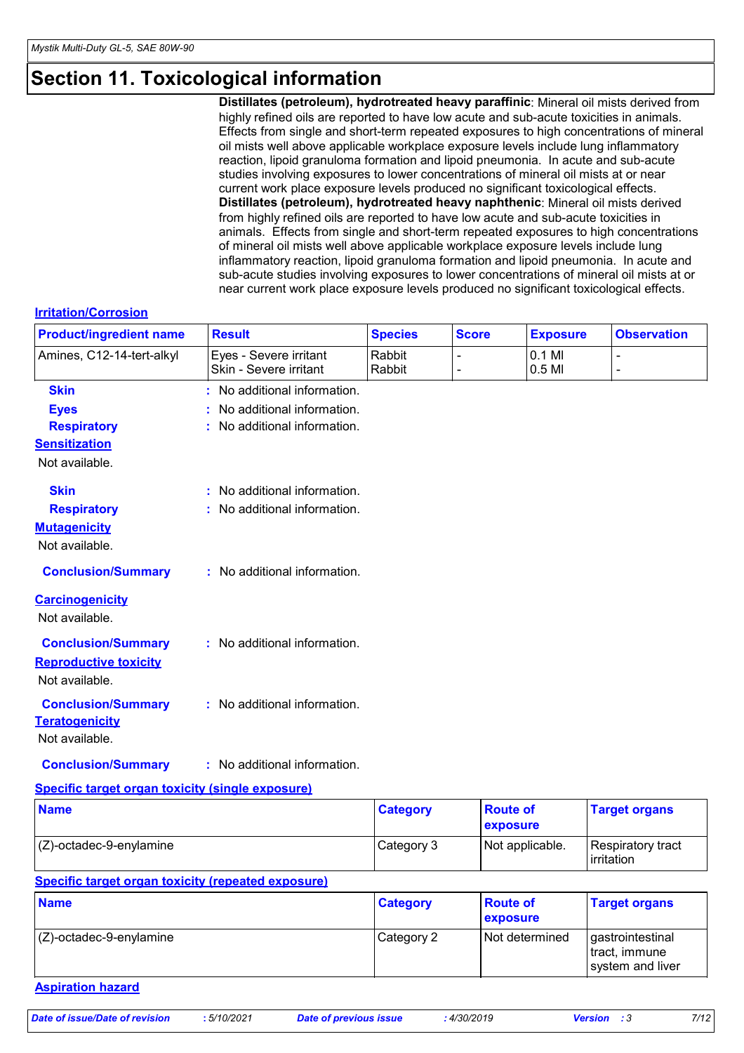# Section 11. Toxicological information

**Distillates (petroleum), hydrotreated heavy paraffinic**: Mineral oil mists derived from highly refined oils are reported to have low acute and sub-acute toxicities in animals. Effects from single and short-term repeated exposures to high concentrations of mineral oil mists well above applicable workplace exposure levels include lung inflammatory reaction, lipoid granuloma formation and lipoid pneumonia. In acute and sub-acute studies involving exposures to lower concentrations of mineral oil mists at or near current work place exposure levels produced no significant toxicological effects.
**Distillates (petroleum), hydrotreated heavy naphthenic**: Mineral oil mists derived from highly refined oils are reported to have low acute and sub-acute toxicities in animals. Effects from single and short-term repeated exposures to high concentrations of mineral oil mists well above applicable workplace exposure levels include lung inflammatory reaction, lipoid granuloma formation and lipoid pneumonia. In acute and sub-acute studies involving exposures to lower concentrations of mineral oil mists at or near current work place exposure levels produced no significant toxicological effects.

**Irritation/Corrosion**

| Product/ingredient name | Result | Species | Score | Exposure | Observation |
|---|---|---|---|---|---|
| Amines, C12-14-tert-alkyl | Eyes - Severe irritant<br>Skin - Severe irritant | Rabbit<br>Rabbit | -<br>- | 0.1 Ml<br>0.5 Ml | -<br>- |

**Skin** : No additional information.
**Eyes** : No additional information.
**Respiratory** : No additional information.

**Sensitization**

Not available.

**Skin** : No additional information.
**Respiratory** : No additional information.

**Mutagenicity**

Not available.

**Conclusion/Summary** : No additional information.

**Carcinogenicity**

Not available.

**Conclusion/Summary** : No additional information.

**Reproductive toxicity**

Not available.

**Conclusion/Summary** : No additional information.

**Teratogenicity**

Not available.

**Conclusion/Summary** : No additional information.

**Specific target organ toxicity (single exposure)**

| Name | Category | Route of exposure | Target organs |
|---|---|---|---|
| (Z)-octadec-9-enylamine | Category 3 | Not applicable. | Respiratory tract irritation |

**Specific target organ toxicity (repeated exposure)**

| Name | Category | Route of exposure | Target organs |
|---|---|---|---|
| (Z)-octadec-9-enylamine | Category 2 | Not determined | gastrointestinal tract, immune system and liver |

**Aspiration hazard**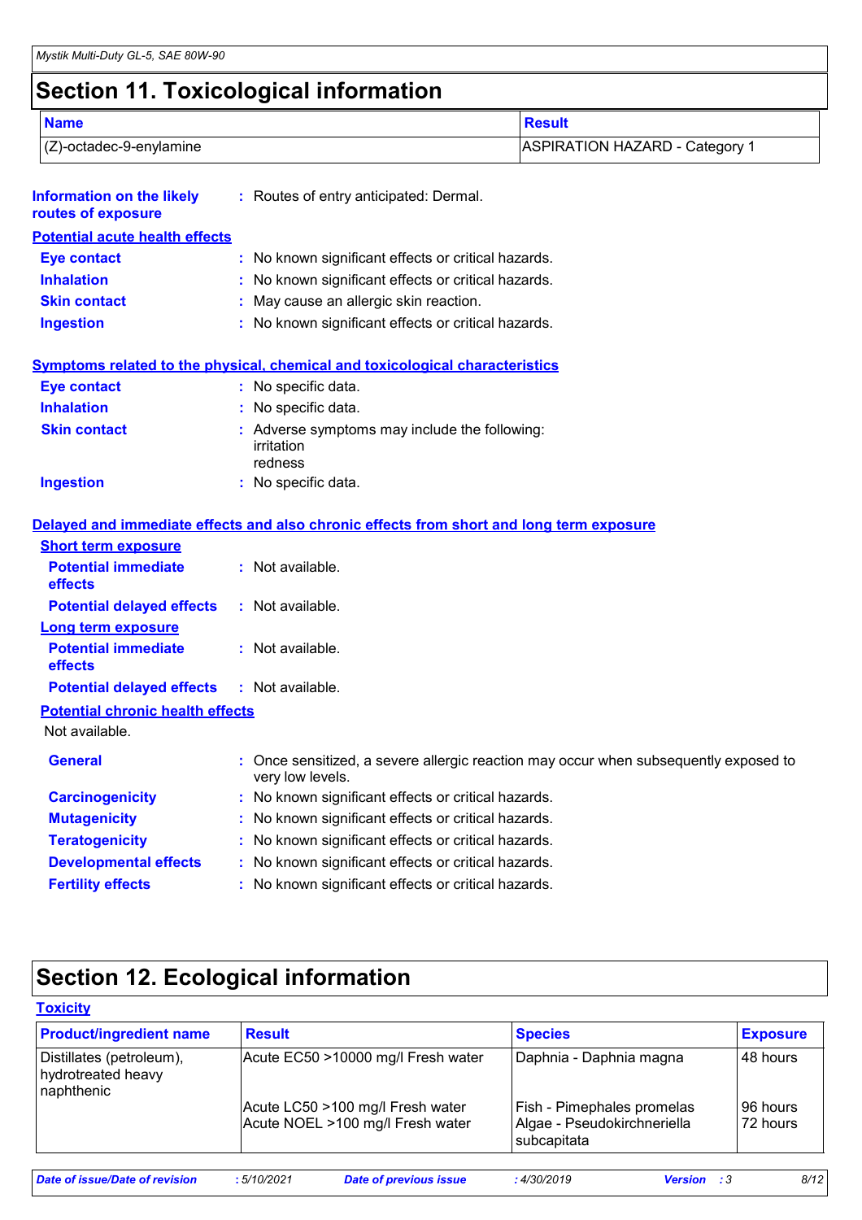# Section 11. Toxicological information

| Name | Result |
| --- | --- |
| (Z)-octadec-9-enylamine | ASPIRATION HAZARD - Category 1 |

**Information on the likely routes of exposure** : Routes of entry anticipated: Dermal.

**Potential acute health effects**

**Eye contact** : No known significant effects or critical hazards.
**Inhalation** : No known significant effects or critical hazards.
**Skin contact** : May cause an allergic skin reaction.
**Ingestion** : No known significant effects or critical hazards.

**Symptoms related to the physical, chemical and toxicological characteristics**

**Eye contact** : No specific data.
**Inhalation** : No specific data.
**Skin contact** : Adverse symptoms may include the following:
irritation
redness
**Ingestion** : No specific data.

**Delayed and immediate effects and also chronic effects from short and long term exposure**

**Short term exposure**

**Potential immediate effects** : Not available.
**Potential delayed effects** : Not available.

**Long term exposure**

**Potential immediate effects** : Not available.
**Potential delayed effects** : Not available.

**Potential chronic health effects**

Not available.

**General** : Once sensitized, a severe allergic reaction may occur when subsequently exposed to very low levels.
**Carcinogenicity** : No known significant effects or critical hazards.
**Mutagenicity** : No known significant effects or critical hazards.
**Teratogenicity** : No known significant effects or critical hazards.
**Developmental effects** : No known significant effects or critical hazards.
**Fertility effects** : No known significant effects or critical hazards.

# Section 12. Ecological information

**Toxicity**

| Product/ingredient name | Result | Species | Exposure |
| --- | --- | --- | --- |
| Distillates (petroleum), hydrotreated heavy naphthenic | Acute EC50 >10000 mg/l Fresh water | Daphnia - Daphnia magna | 48 hours |
| | Acute LC50 >100 mg/l Fresh water | Fish - Pimephales promelas | 96 hours |
| | Acute NOEL >100 mg/l Fresh water | Algae - Pseudokirchneriella subcapitata | 72 hours |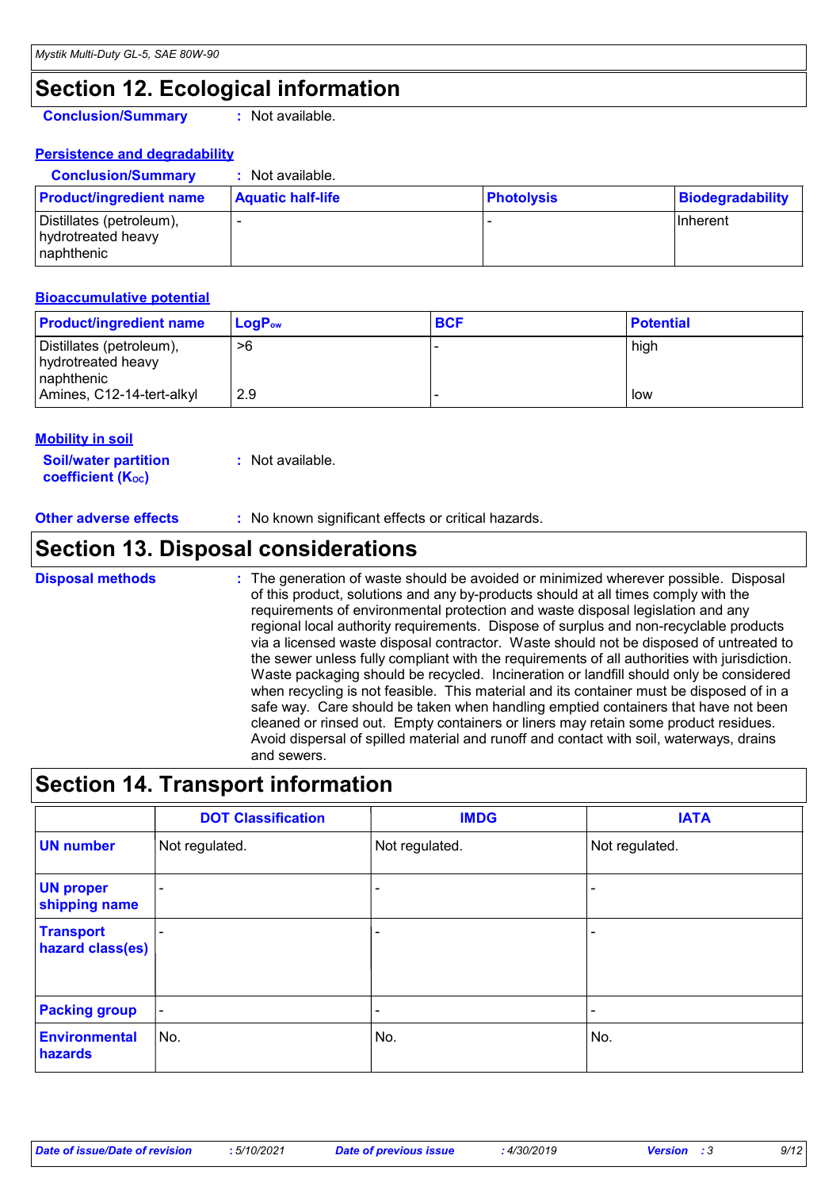## Section 12. Ecological information

**Conclusion/Summary** : Not available.

### Persistence and degradability

**Conclusion/Summary** : Not available.

| Product/ingredient name | Aquatic half-life | Photolysis | Biodegradability |
| --- | --- | --- | --- |
| Distillates (petroleum), hydrotreated heavy naphthenic | - | - | Inherent |

### Bioaccumulative potential

| Product/ingredient name | $LogP_{ow}$ | BCF | Potential |
| --- | --- | --- | --- |
| Distillates (petroleum), hydrotreated heavy naphthenic | >6 | - | high |
| Amines, C12-14-tert-alkyl | 2.9 | - | low |

### Mobility in soil

**Soil/water partition coefficient ($K_{OC}$)** : Not available.

**Other adverse effects** : No known significant effects or critical hazards.

## Section 13. Disposal considerations

**Disposal methods** : The generation of waste should be avoided or minimized wherever possible. Disposal of this product, solutions and any by-products should at all times comply with the requirements of environmental protection and waste disposal legislation and any regional local authority requirements. Dispose of surplus and non-recyclable products via a licensed waste disposal contractor. Waste should not be disposed of untreated to the sewer unless fully compliant with the requirements of all authorities with jurisdiction. Waste packaging should be recycled. Incineration or landfill should only be considered when recycling is not feasible. This material and its container must be disposed of in a safe way. Care should be taken when handling emptied containers that have not been cleaned or rinsed out. Empty containers or liners may retain some product residues. Avoid dispersal of spilled material and runoff and contact with soil, waterways, drains and sewers.

## Section 14. Transport information

| | DOT Classification | IMDG | IATA |
| --- | --- | --- | --- |
| UN number | Not regulated. | Not regulated. | Not regulated. |
| UN proper shipping name | - | - | - |
| Transport hazard class(es) | - | - | - |
| Packing group | - | - | - |
| Environmental hazards | No. | No. | No. |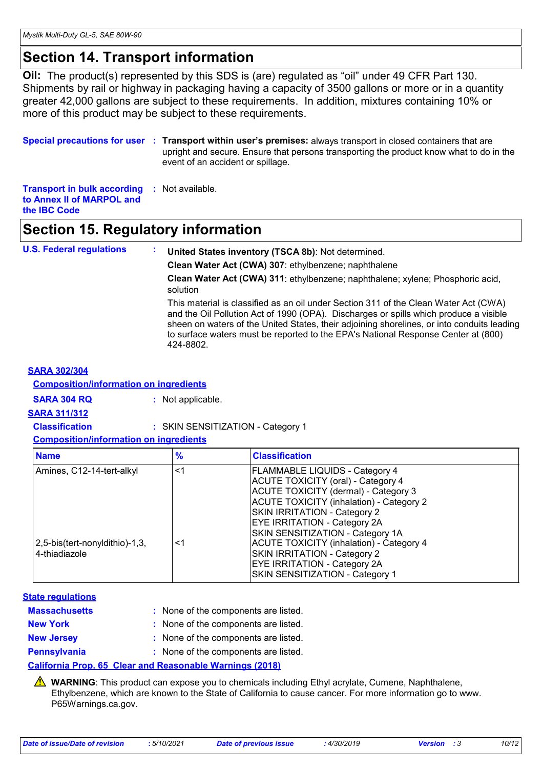# Section 14. Transport information

**Oil:** The product(s) represented by this SDS is (are) regulated as "oil" under 49 CFR Part 130. Shipments by rail or highway in packaging having a capacity of 3500 gallons or more or in a quantity greater 42,000 gallons are subject to these requirements. In addition, mixtures containing 10% or more of this product may be subject to these requirements.

**Special precautions for user** : **Transport within user's premises:** always transport in closed containers that are upright and secure. Ensure that persons transporting the product know what to do in the event of an accident or spillage.

**Transport in bulk according to Annex II of MARPOL and the IBC Code** : Not available.

# Section 15. Regulatory information

**U.S. Federal regulations** :

**United States inventory (TSCA 8b)**: Not determined.

**Clean Water Act (CWA) 307**: ethylbenzene; naphthalene

**Clean Water Act (CWA) 311**: ethylbenzene; naphthalene; xylene; Phosphoric acid, solution

This material is classified as an oil under Section 311 of the Clean Water Act (CWA) and the Oil Pollution Act of 1990 (OPA). Discharges or spills which produce a visible sheen on waters of the United States, their adjoining shorelines, or into conduits leading to surface waters must be reported to the EPA's National Response Center at (800) 424-8802.

**SARA 302/304**

**Composition/information on ingredients**

**SARA 304 RQ** : Not applicable.

**SARA 311/312**

**Classification** : SKIN SENSITIZATION - Category 1

**Composition/information on ingredients**

| Name | % | Classification |
|---|---|---|
| Amines, C12-14-tert-alkyl | <1 | FLAMMABLE LIQUIDS - Category 4<br>ACUTE TOXICITY (oral) - Category 4<br>ACUTE TOXICITY (dermal) - Category 3<br>ACUTE TOXICITY (inhalation) - Category 2<br>SKIN IRRITATION - Category 2<br>EYE IRRITATION - Category 2A<br>SKIN SENSITIZATION - Category 1A |
| 2,5-bis(tert-nonyldithio)-1,3,4-thiadiazole | <1 | ACUTE TOXICITY (inhalation) - Category 4<br>SKIN IRRITATION - Category 2<br>EYE IRRITATION - Category 2A<br>SKIN SENSITIZATION - Category 1 |

**State regulations**

**Massachusetts** : None of the components are listed.

**New York** : None of the components are listed.

**New Jersey** : None of the components are listed.

**Pennsylvania** : None of the components are listed.

**California Prop. 65 Clear and Reasonable Warnings (2018)**

⚠ **WARNING**: This product can expose you to chemicals including Ethyl acrylate, Cumene, Naphthalene, Ethylbenzene, which are known to the State of California to cause cancer. For more information go to www.P65Warnings.ca.gov.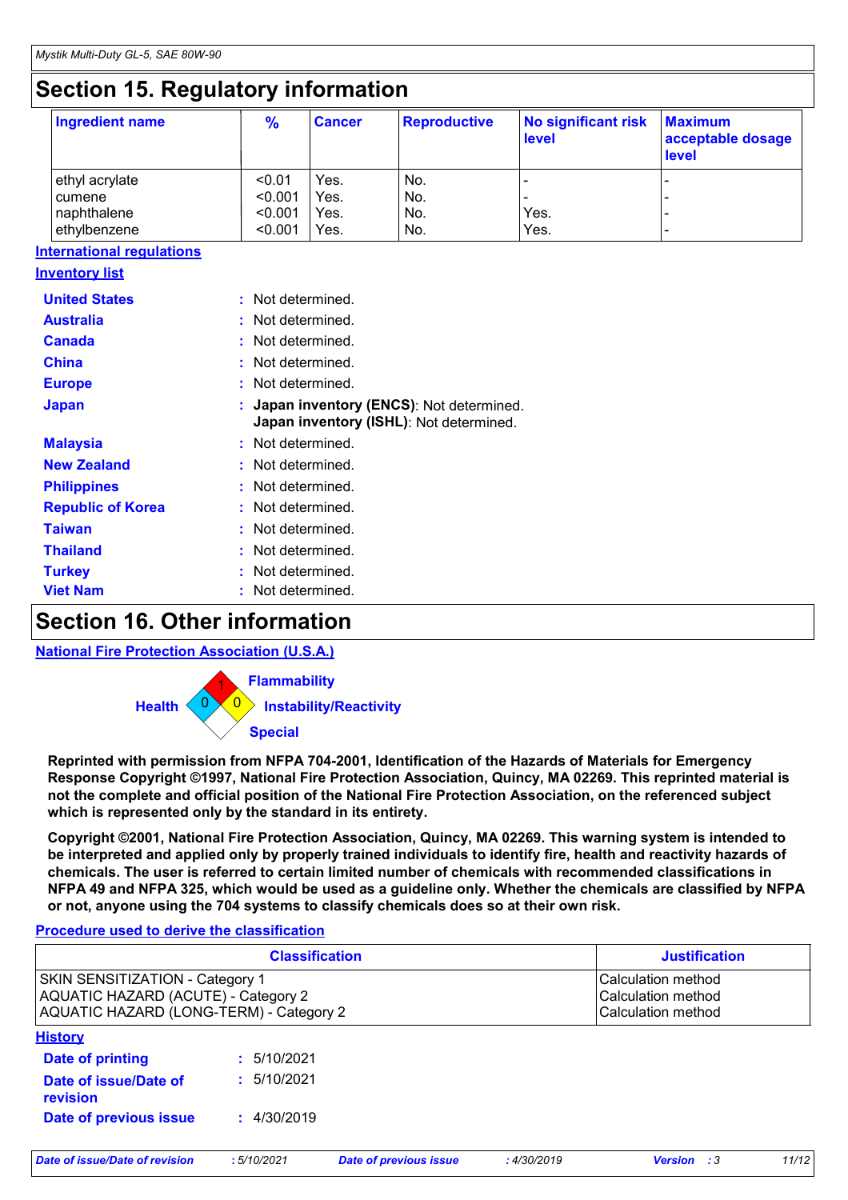# Section 15. Regulatory information

| Ingredient name | % | Cancer | Reproductive | No significant risk level | Maximum acceptable dosage level |
|---|---|---|---|---|---|
| ethyl acrylate | <0.01 | Yes. | No. | - | - |
| cumene | <0.001 | Yes. | No. | - | - |
| naphthalene | <0.001 | Yes. | No. | Yes. | - |
| ethylbenzene | <0.001 | Yes. | No. | Yes. | - |

**International regulations**

**Inventory list**

**United States** : Not determined.

**Australia** : Not determined.

**Canada** : Not determined.

**China** : Not determined.

**Europe** : Not determined.

**Japan** : **Japan inventory (ENCS)**: Not determined.
**Japan inventory (ISHL)**: Not determined.

**Malaysia** : Not determined.

**New Zealand** : Not determined.

**Philippines** : Not determined.

**Republic of Korea** : Not determined.

**Taiwan** : Not determined.

**Thailand** : Not determined.

**Turkey** : Not determined.

**Viet Nam** : Not determined.

# Section 16. Other information

**National Fire Protection Association (U.S.A.)**

Health: 0
Flammability: 1
Instability/Reactivity: 0
Special:

**Reprinted with permission from NFPA 704-2001, Identification of the Hazards of Materials for Emergency Response Copyright ©1997, National Fire Protection Association, Quincy, MA 02269. This reprinted material is not the complete and official position of the National Fire Protection Association, on the referenced subject which is represented only by the standard in its entirety.**

**Copyright ©2001, National Fire Protection Association, Quincy, MA 02269. This warning system is intended to be interpreted and applied only by properly trained individuals to identify fire, health and reactivity hazards of chemicals. The user is referred to certain limited number of chemicals with recommended classifications in NFPA 49 and NFPA 325, which would be used as a guideline only. Whether the chemicals are classified by NFPA or not, anyone using the 704 systems to classify chemicals does so at their own risk.**

**Procedure used to derive the classification**

| Classification | Justification |
|---|---|
| SKIN SENSITIZATION - Category 1 | Calculation method |
| AQUATIC HAZARD (ACUTE) - Category 2 | Calculation method |
| AQUATIC HAZARD (LONG-TERM) - Category 2 | Calculation method |

**History**

**Date of printing** : 5/10/2021

**Date of issue/Date of revision** : 5/10/2021

**Date of previous issue** : 4/30/2019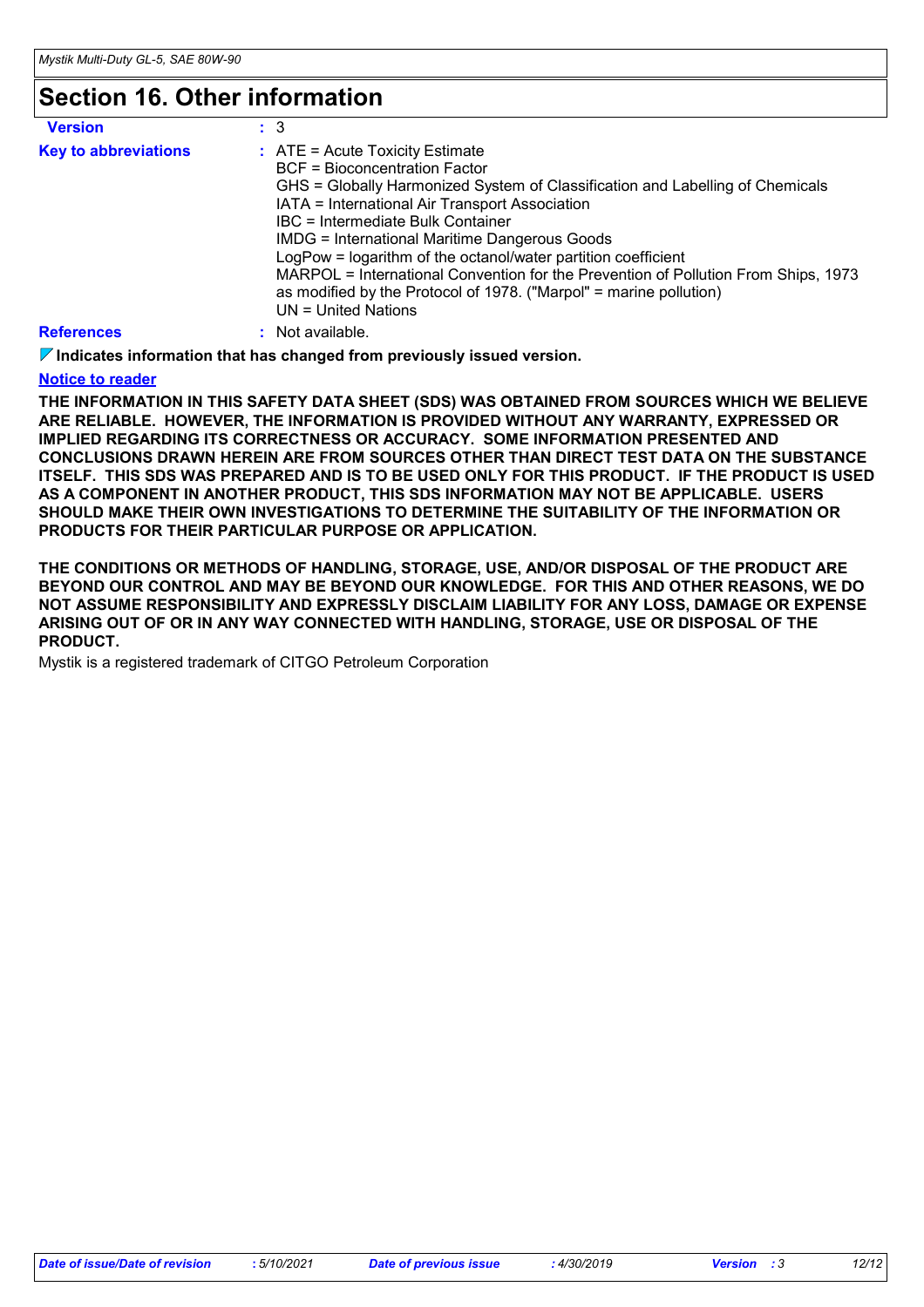## Section 16. Other information

**Version** : 3

**Key to abbreviations** :
ATE = Acute Toxicity Estimate
BCF = Bioconcentration Factor
GHS = Globally Harmonized System of Classification and Labelling of Chemicals
IATA = International Air Transport Association
IBC = Intermediate Bulk Container
IMDG = International Maritime Dangerous Goods
LogPow = logarithm of the octanol/water partition coefficient
MARPOL = International Convention for the Prevention of Pollution From Ships, 1973 as modified by the Protocol of 1978. ("Marpol" = marine pollution)
UN = United Nations

**References** : Not available.

**Indicates information that has changed from previously issued version.**

**Notice to reader**

**THE INFORMATION IN THIS SAFETY DATA SHEET (SDS) WAS OBTAINED FROM SOURCES WHICH WE BELIEVE ARE RELIABLE. HOWEVER, THE INFORMATION IS PROVIDED WITHOUT ANY WARRANTY, EXPRESSED OR IMPLIED REGARDING ITS CORRECTNESS OR ACCURACY. SOME INFORMATION PRESENTED AND CONCLUSIONS DRAWN HEREIN ARE FROM SOURCES OTHER THAN DIRECT TEST DATA ON THE SUBSTANCE ITSELF. THIS SDS WAS PREPARED AND IS TO BE USED ONLY FOR THIS PRODUCT. IF THE PRODUCT IS USED AS A COMPONENT IN ANOTHER PRODUCT, THIS SDS INFORMATION MAY NOT BE APPLICABLE. USERS SHOULD MAKE THEIR OWN INVESTIGATIONS TO DETERMINE THE SUITABILITY OF THE INFORMATION OR PRODUCTS FOR THEIR PARTICULAR PURPOSE OR APPLICATION.**

**THE CONDITIONS OR METHODS OF HANDLING, STORAGE, USE, AND/OR DISPOSAL OF THE PRODUCT ARE BEYOND OUR CONTROL AND MAY BE BEYOND OUR KNOWLEDGE. FOR THIS AND OTHER REASONS, WE DO NOT ASSUME RESPONSIBILITY AND EXPRESSLY DISCLAIM LIABILITY FOR ANY LOSS, DAMAGE OR EXPENSE ARISING OUT OF OR IN ANY WAY CONNECTED WITH HANDLING, STORAGE, USE OR DISPOSAL OF THE PRODUCT.**

Mystik is a registered trademark of CITGO Petroleum Corporation